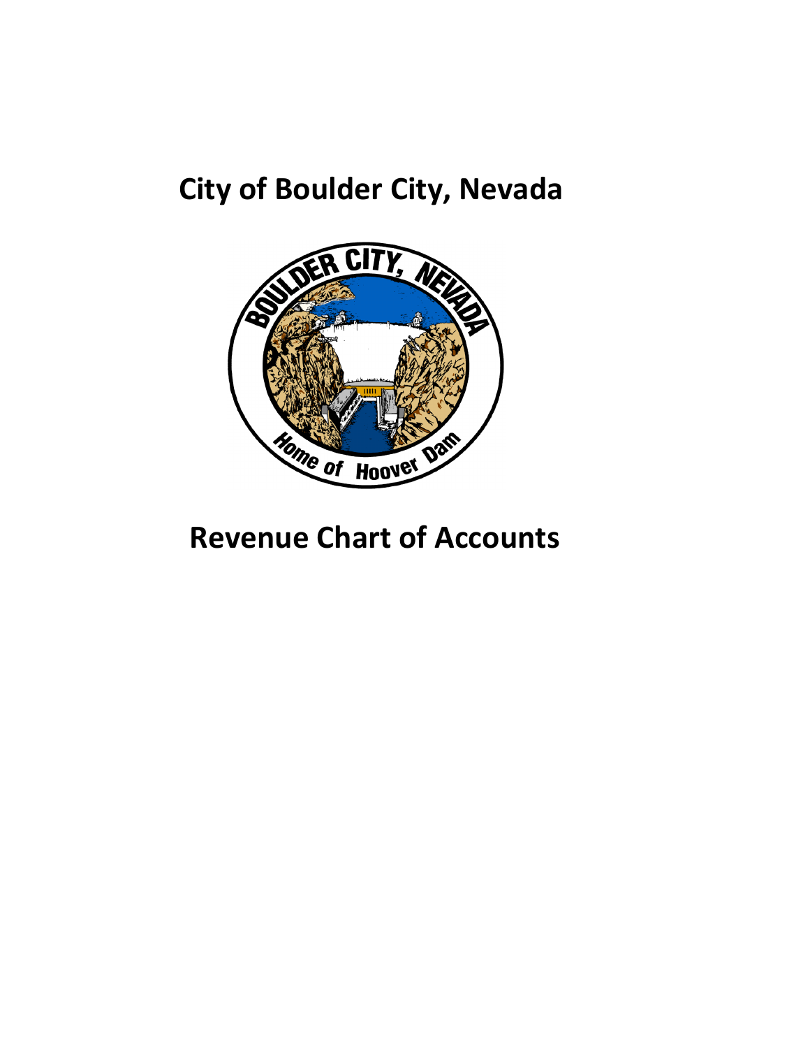# City of Boulder City, Nevada

# Revenue Chart of Accounts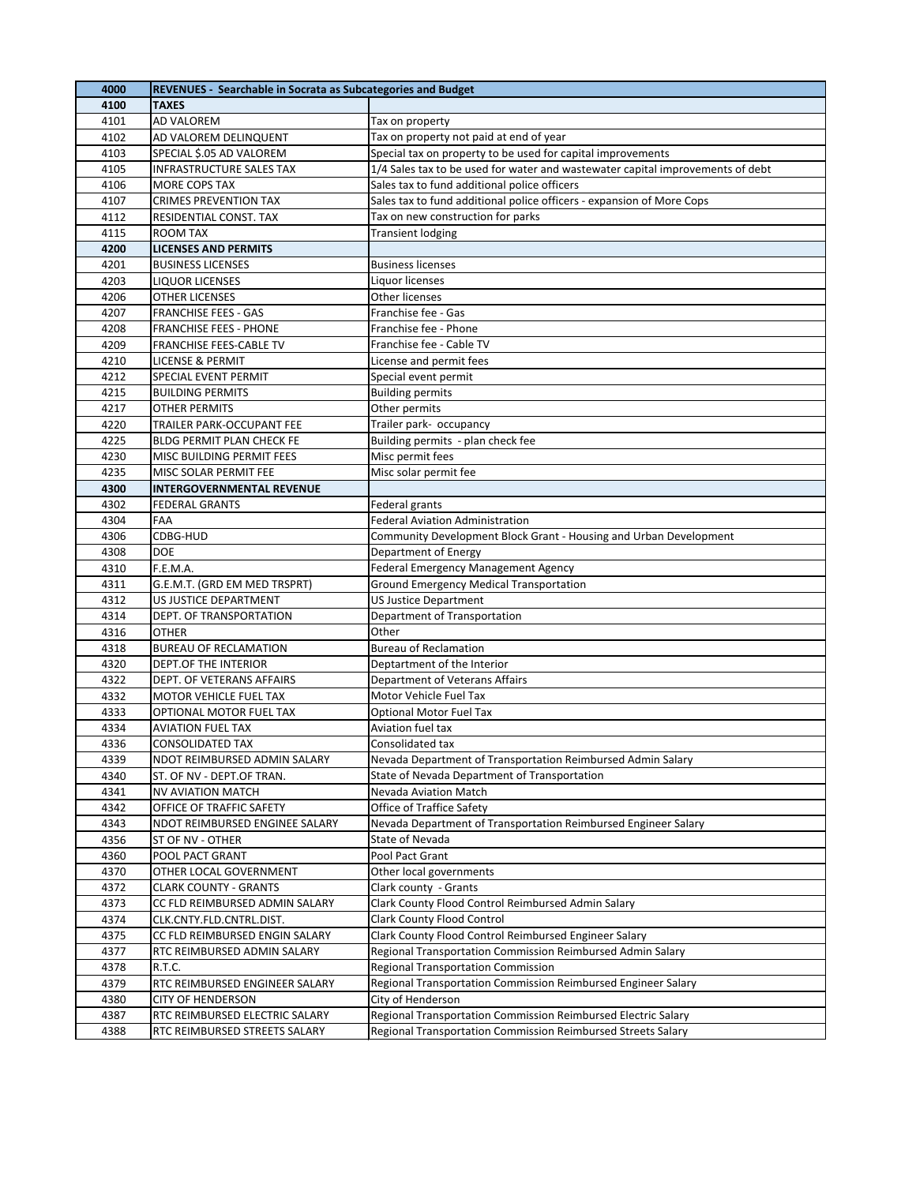| | | |
|---|---|---|
| **4000** | **REVENUES - Searchable in Socrata as Subcategories and Budget** | |
| **4100** | **TAXES** | |
| 4101 | AD VALOREM | Tax on property |
| 4102 | AD VALOREM DELINQUENT | Tax on property not paid at end of year |
| 4103 | SPECIAL $.05 AD VALOREM | Special tax on property to be used for capital improvements |
| 4105 | INFRASTRUCTURE SALES TAX | 1/4 Sales tax to be used for water and wastewater capital improvements of debt |
| 4106 | MORE COPS TAX | Sales tax to fund additional police officers |
| 4107 | CRIMES PREVENTION TAX | Sales tax to fund additional police officers - expansion of More Cops |
| 4112 | RESIDENTIAL CONST. TAX | Tax on new construction for parks |
| 4115 | ROOM TAX | Transient lodging |
| **4200** | **LICENSES AND PERMITS** | |
| 4201 | BUSINESS LICENSES | Business licenses |
| 4203 | LIQUOR LICENSES | Liquor licenses |
| 4206 | OTHER LICENSES | Other licenses |
| 4207 | FRANCHISE FEES - GAS | Franchise fee - Gas |
| 4208 | FRANCHISE FEES - PHONE | Franchise fee - Phone |
| 4209 | FRANCHISE FEES-CABLE TV | Franchise fee - Cable TV |
| 4210 | LICENSE & PERMIT | License and permit fees |
| 4212 | SPECIAL EVENT PERMIT | Special event permit |
| 4215 | BUILDING PERMITS | Building permits |
| 4217 | OTHER PERMITS | Other permits |
| 4220 | TRAILER PARK-OCCUPANT FEE | Trailer park- occupancy |
| 4225 | BLDG PERMIT PLAN CHECK FE | Building permits - plan check fee |
| 4230 | MISC BUILDING PERMIT FEES | Misc permit fees |
| 4235 | MISC SOLAR PERMIT FEE | Misc solar permit fee |
| **4300** | **INTERGOVERNMENTAL REVENUE** | |
| 4302 | FEDERAL GRANTS | Federal grants |
| 4304 | FAA | Federal Aviation Administration |
| 4306 | CDBG-HUD | Community Development Block Grant - Housing and Urban Development |
| 4308 | DOE | Department of Energy |
| 4310 | F.E.M.A. | Federal Emergency Management Agency |
| 4311 | G.E.M.T. (GRD EM MED TRSPRT) | Ground Emergency Medical Transportation |
| 4312 | US JUSTICE DEPARTMENT | US Justice Department |
| 4314 | DEPT. OF TRANSPORTATION | Department of Transportation |
| 4316 | OTHER | Other |
| 4318 | BUREAU OF RECLAMATION | Bureau of Reclamation |
| 4320 | DEPT.OF THE INTERIOR | Deptartment of the Interior |
| 4322 | DEPT. OF VETERANS AFFAIRS | Department of Veterans Affairs |
| 4332 | MOTOR VEHICLE FUEL TAX | Motor Vehicle Fuel Tax |
| 4333 | OPTIONAL MOTOR FUEL TAX | Optional Motor Fuel Tax |
| 4334 | AVIATION FUEL TAX | Aviation fuel tax |
| 4336 | CONSOLIDATED TAX | Consolidated tax |
| 4339 | NDOT REIMBURSED ADMIN SALARY | Nevada Department of Transportation Reimbursed Admin Salary |
| 4340 | ST. OF NV - DEPT.OF TRAN. | State of Nevada Department of Transportation |
| 4341 | NV AVIATION MATCH | Nevada Aviation Match |
| 4342 | OFFICE OF TRAFFIC SAFETY | Office of Traffice Safety |
| 4343 | NDOT REIMBURSED ENGINEE SALARY | Nevada Department of Transportation Reimbursed Engineer Salary |
| 4356 | ST OF NV - OTHER | State of Nevada |
| 4360 | POOL PACT GRANT | Pool Pact Grant |
| 4370 | OTHER LOCAL GOVERNMENT | Other local governments |
| 4372 | CLARK COUNTY - GRANTS | Clark county - Grants |
| 4373 | CC FLD REIMBURSED ADMIN SALARY | Clark County Flood Control Reimbursed Admin Salary |
| 4374 | CLK.CNTY.FLD.CNTRL.DIST. | Clark County Flood Control |
| 4375 | CC FLD REIMBURSED ENGIN SALARY | Clark County Flood Control Reimbursed Engineer Salary |
| 4377 | RTC REIMBURSED ADMIN SALARY | Regional Transportation Commission Reimbursed Admin Salary |
| 4378 | R.T.C. | Regional Transportation Commission |
| 4379 | RTC REIMBURSED ENGINEER SALARY | Regional Transportation Commission Reimbursed Engineer Salary |
| 4380 | CITY OF HENDERSON | City of Henderson |
| 4387 | RTC REIMBURSED ELECTRIC SALARY | Regional Transportation Commission Reimbursed Electric Salary |
| 4388 | RTC REIMBURSED STREETS SALARY | Regional Transportation Commission Reimbursed Streets Salary |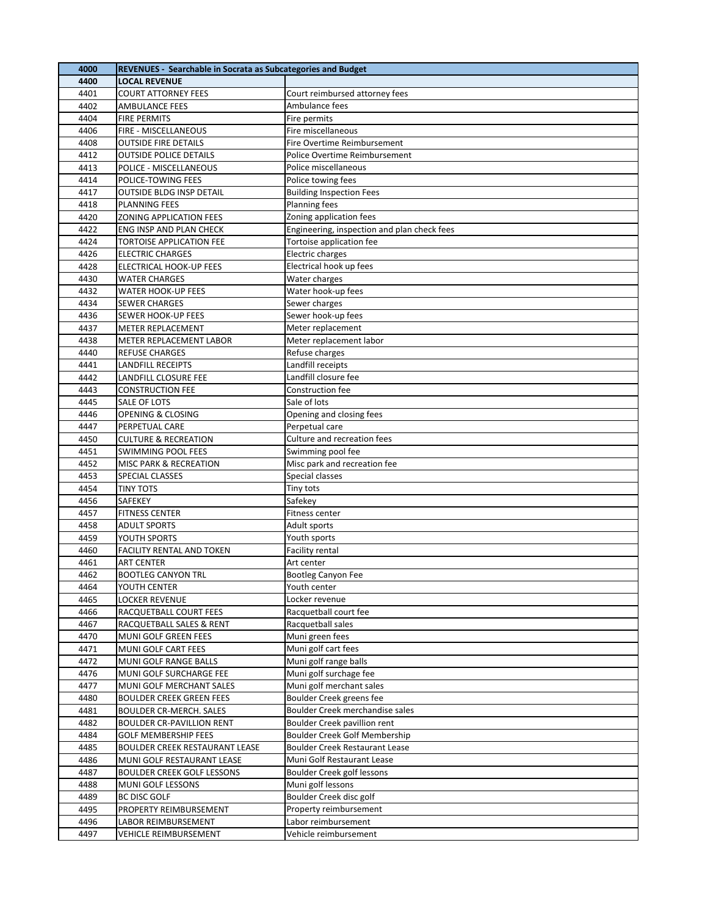| | | |
|---|---|---|
| **4000** | **REVENUES - Searchable in Socrata as Subcategories and Budget** | |
| **4400** | **LOCAL REVENUE** | |
| 4401 | COURT ATTORNEY FEES | Court reimbursed attorney fees |
| 4402 | AMBULANCE FEES | Ambulance fees |
| 4404 | FIRE PERMITS | Fire permits |
| 4406 | FIRE - MISCELLANEOUS | Fire miscellaneous |
| 4408 | OUTSIDE FIRE DETAILS | Fire Overtime Reimbursement |
| 4412 | OUTSIDE POLICE DETAILS | Police Overtime Reimbursement |
| 4413 | POLICE - MISCELLANEOUS | Police miscellaneous |
| 4414 | POLICE-TOWING FEES | Police towing fees |
| 4417 | OUTSIDE BLDG INSP DETAIL | Building Inspection Fees |
| 4418 | PLANNING FEES | Planning fees |
| 4420 | ZONING APPLICATION FEES | Zoning application fees |
| 4422 | ENG INSP AND PLAN CHECK | Engineering, inspection and plan check fees |
| 4424 | TORTOISE APPLICATION FEE | Tortoise application fee |
| 4426 | ELECTRIC CHARGES | Electric charges |
| 4428 | ELECTRICAL HOOK-UP FEES | Electrical hook up fees |
| 4430 | WATER CHARGES | Water charges |
| 4432 | WATER HOOK-UP FEES | Water hook-up fees |
| 4434 | SEWER CHARGES | Sewer charges |
| 4436 | SEWER HOOK-UP FEES | Sewer hook-up fees |
| 4437 | METER REPLACEMENT | Meter replacement |
| 4438 | METER REPLACEMENT LABOR | Meter replacement labor |
| 4440 | REFUSE CHARGES | Refuse charges |
| 4441 | LANDFILL RECEIPTS | Landfill receipts |
| 4442 | LANDFILL CLOSURE FEE | Landfill closure fee |
| 4443 | CONSTRUCTION FEE | Construction fee |
| 4445 | SALE OF LOTS | Sale of lots |
| 4446 | OPENING & CLOSING | Opening and closing fees |
| 4447 | PERPETUAL CARE | Perpetual care |
| 4450 | CULTURE & RECREATION | Culture and recreation fees |
| 4451 | SWIMMING POOL FEES | Swimming pool fee |
| 4452 | MISC PARK & RECREATION | Misc park and recreation fee |
| 4453 | SPECIAL CLASSES | Special classes |
| 4454 | TINY TOTS | Tiny tots |
| 4456 | SAFEKEY | Safekey |
| 4457 | FITNESS CENTER | Fitness center |
| 4458 | ADULT SPORTS | Adult sports |
| 4459 | YOUTH SPORTS | Youth sports |
| 4460 | FACILITY RENTAL AND TOKEN | Facility rental |
| 4461 | ART CENTER | Art center |
| 4462 | BOOTLEG CANYON TRL | Bootleg Canyon Fee |
| 4464 | YOUTH CENTER | Youth center |
| 4465 | LOCKER REVENUE | Locker revenue |
| 4466 | RACQUETBALL COURT FEES | Racquetball court fee |
| 4467 | RACQUETBALL SALES & RENT | Racquetball sales |
| 4470 | MUNI GOLF GREEN FEES | Muni green fees |
| 4471 | MUNI GOLF CART FEES | Muni golf cart fees |
| 4472 | MUNI GOLF RANGE BALLS | Muni golf range balls |
| 4476 | MUNI GOLF SURCHARGE FEE | Muni golf surchage fee |
| 4477 | MUNI GOLF MERCHANT SALES | Muni golf merchant sales |
| 4480 | BOULDER CREEK GREEN FEES | Boulder Creek greens fee |
| 4481 | BOULDER CR-MERCH. SALES | Boulder Creek merchandise sales |
| 4482 | BOULDER CR-PAVILLION RENT | Boulder Creek pavillion rent |
| 4484 | GOLF MEMBERSHIP FEES | Boulder Creek Golf Membership |
| 4485 | BOULDER CREEK RESTAURANT LEASE | Boulder Creek Restaurant Lease |
| 4486 | MUNI GOLF RESTAURANT LEASE | Muni Golf Restaurant Lease |
| 4487 | BOULDER CREEK GOLF LESSONS | Boulder Creek golf lessons |
| 4488 | MUNI GOLF LESSONS | Muni golf lessons |
| 4489 | BC DISC GOLF | Boulder Creek disc golf |
| 4495 | PROPERTY REIMBURSEMENT | Property reimbursement |
| 4496 | LABOR REIMBURSEMENT | Labor reimbursement |
| 4497 | VEHICLE REIMBURSEMENT | Vehicle reimbursement |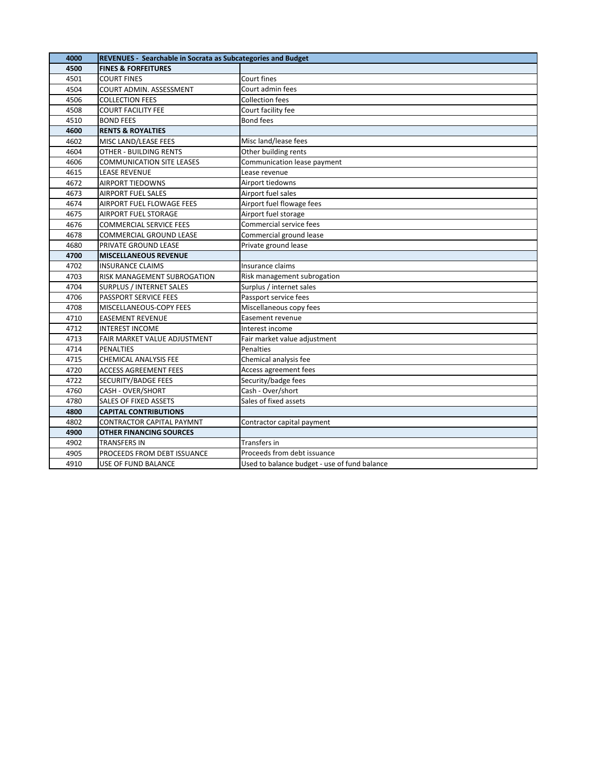| 4000 | **REVENUES - Searchable in Socrata as Subcategories and Budget** | |
|---|---|---|
| **4500** | **FINES & FORFEITURES** | |
| 4501 | COURT FINES | Court fines |
| 4504 | COURT ADMIN. ASSESSMENT | Court admin fees |
| 4506 | COLLECTION FEES | Collection fees |
| 4508 | COURT FACILITY FEE | Court facility fee |
| 4510 | BOND FEES | Bond fees |
| **4600** | **RENTS & ROYALTIES** | |
| 4602 | MISC LAND/LEASE FEES | Misc land/lease fees |
| 4604 | OTHER - BUILDING RENTS | Other building rents |
| 4606 | COMMUNICATION SITE LEASES | Communication lease payment |
| 4615 | LEASE REVENUE | Lease revenue |
| 4672 | AIRPORT TIEDOWNS | Airport tiedowns |
| 4673 | AIRPORT FUEL SALES | Airport fuel sales |
| 4674 | AIRPORT FUEL FLOWAGE FEES | Airport fuel flowage fees |
| 4675 | AIRPORT FUEL STORAGE | Airport fuel storage |
| 4676 | COMMERCIAL SERVICE FEES | Commercial service fees |
| 4678 | COMMERCIAL GROUND LEASE | Commercial ground lease |
| 4680 | PRIVATE GROUND LEASE | Private ground lease |
| **4700** | **MISCELLANEOUS REVENUE** | |
| 4702 | INSURANCE CLAIMS | Insurance claims |
| 4703 | RISK MANAGEMENT SUBROGATION | Risk management subrogation |
| 4704 | SURPLUS / INTERNET SALES | Surplus / internet sales |
| 4706 | PASSPORT SERVICE FEES | Passport service fees |
| 4708 | MISCELLANEOUS-COPY FEES | Miscellaneous copy fees |
| 4710 | EASEMENT REVENUE | Easement revenue |
| 4712 | INTEREST INCOME | Interest income |
| 4713 | FAIR MARKET VALUE ADJUSTMENT | Fair market value adjustment |
| 4714 | PENALTIES | Penalties |
| 4715 | CHEMICAL ANALYSIS FEE | Chemical analysis fee |
| 4720 | ACCESS AGREEMENT FEES | Access agreement fees |
| 4722 | SECURITY/BADGE FEES | Security/badge fees |
| 4760 | CASH - OVER/SHORT | Cash - Over/short |
| 4780 | SALES OF FIXED ASSETS | Sales of fixed assets |
| **4800** | **CAPITAL CONTRIBUTIONS** | |
| 4802 | CONTRACTOR CAPITAL PAYMNT | Contractor capital payment |
| **4900** | **OTHER FINANCING SOURCES** | |
| 4902 | TRANSFERS IN | Transfers in |
| 4905 | PROCEEDS FROM DEBT ISSUANCE | Proceeds from debt issuance |
| 4910 | USE OF FUND BALANCE | Used to balance budget - use of fund balance |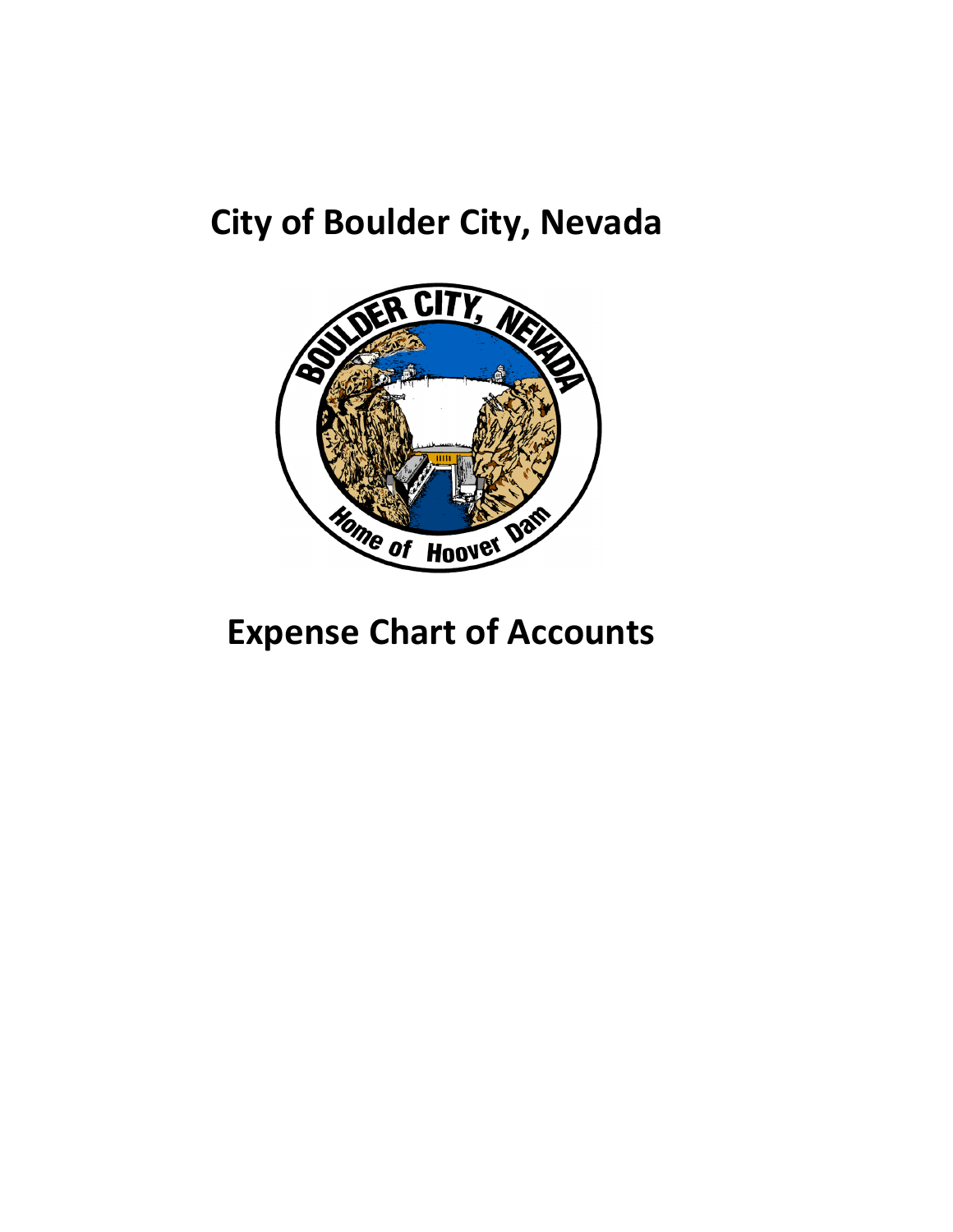# City of Boulder City, Nevada

# Expense Chart of Accounts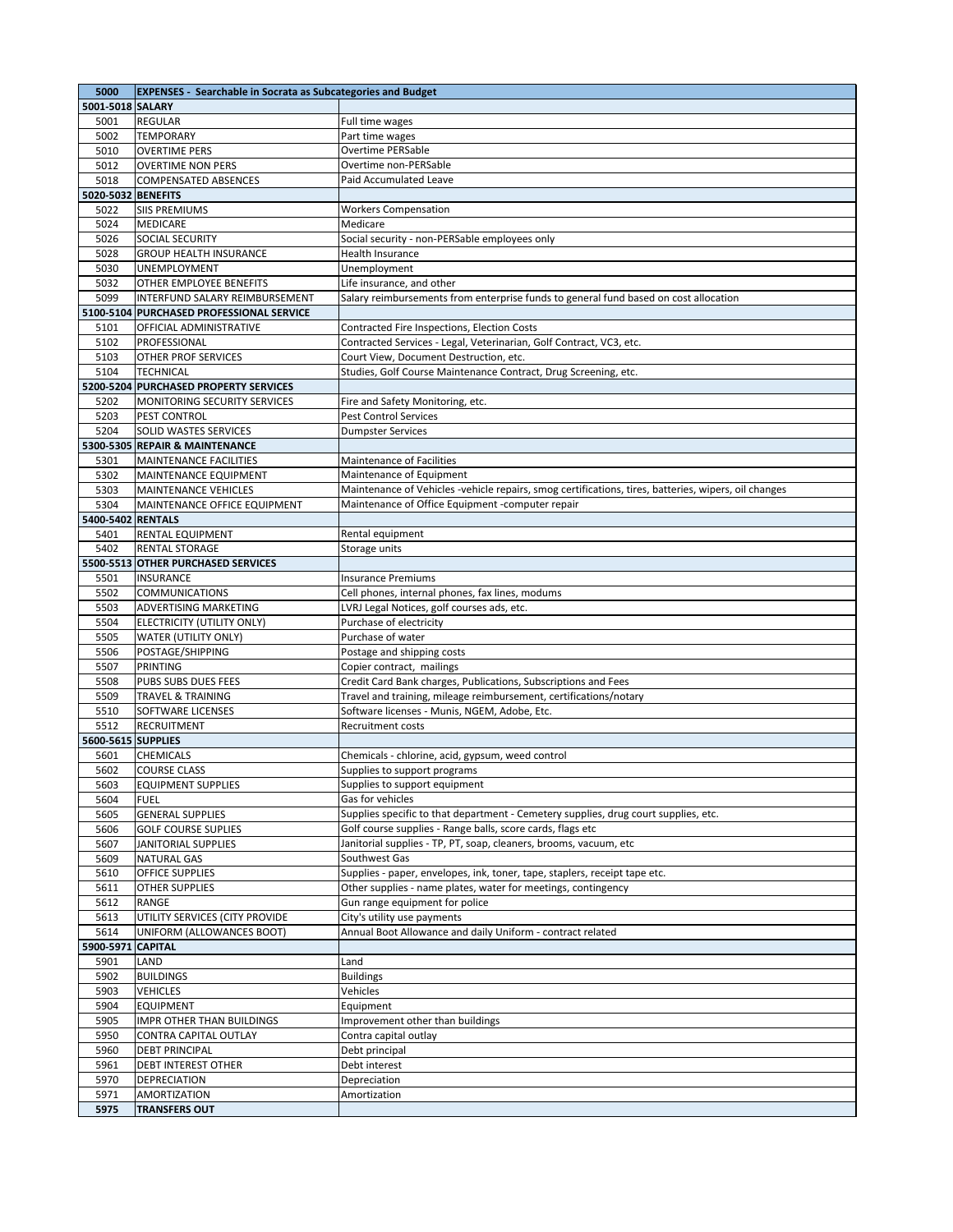| 5000 | EXPENSES - Searchable in Socrata as Subcategories and Budget | |
|---|---|---|
| 5001-5018 | **SALARY** | |
| 5001 | REGULAR | Full time wages |
| 5002 | TEMPORARY | Part time wages |
| 5010 | OVERTIME PERS | Overtime PERSable |
| 5012 | OVERTIME NON PERS | Overtime non-PERSable |
| 5018 | COMPENSATED ABSENCES | Paid Accumulated Leave |
| 5020-5032 | **BENEFITS** | |
| 5022 | SIIS PREMIUMS | Workers Compensation |
| 5024 | MEDICARE | Medicare |
| 5026 | SOCIAL SECURITY | Social security - non-PERSable employees only |
| 5028 | GROUP HEALTH INSURANCE | Health Insurance |
| 5030 | UNEMPLOYMENT | Unemployment |
| 5032 | OTHER EMPLOYEE BENEFITS | Life insurance, and other |
| 5099 | INTERFUND SALARY REIMBURSEMENT | Salary reimbursements from enterprise funds to general fund based on cost allocation |
| 5100-5104 | **PURCHASED PROFESSIONAL SERVICE** | |
| 5101 | OFFICIAL ADMINISTRATIVE | Contracted Fire Inspections, Election Costs |
| 5102 | PROFESSIONAL | Contracted Services - Legal, Veterinarian, Golf Contract, VC3, etc. |
| 5103 | OTHER PROF SERVICES | Court View, Document Destruction, etc. |
| 5104 | TECHNICAL | Studies, Golf Course Maintenance Contract, Drug Screening, etc. |
| 5200-5204 | **PURCHASED PROPERTY SERVICES** | |
| 5202 | MONITORING SECURITY SERVICES | Fire and Safety Monitoring, etc. |
| 5203 | PEST CONTROL | Pest Control Services |
| 5204 | SOLID WASTES SERVICES | Dumpster Services |
| 5300-5305 | **REPAIR & MAINTENANCE** | |
| 5301 | MAINTENANCE FACILITIES | Maintenance of Facilities |
| 5302 | MAINTENANCE EQUIPMENT | Maintenance of Equipment |
| 5303 | MAINTENANCE VEHICLES | Maintenance of Vehicles -vehicle repairs, smog certifications, tires, batteries, wipers, oil changes |
| 5304 | MAINTENANCE OFFICE EQUIPMENT | Maintenance of Office Equipment -computer repair |
| 5400-5402 | **RENTALS** | |
| 5401 | RENTAL EQUIPMENT | Rental equipment |
| 5402 | RENTAL STORAGE | Storage units |
| 5500-5513 | **OTHER PURCHASED SERVICES** | |
| 5501 | INSURANCE | Insurance Premiums |
| 5502 | COMMUNICATIONS | Cell phones, internal phones, fax lines, modums |
| 5503 | ADVERTISING MARKETING | LVRJ Legal Notices, golf courses ads, etc. |
| 5504 | ELECTRICITY (UTILITY ONLY) | Purchase of electricity |
| 5505 | WATER (UTILITY ONLY) | Purchase of water |
| 5506 | POSTAGE/SHIPPING | Postage and shipping costs |
| 5507 | PRINTING | Copier contract, mailings |
| 5508 | PUBS SUBS DUES FEES | Credit Card Bank charges, Publications, Subscriptions and Fees |
| 5509 | TRAVEL & TRAINING | Travel and training, mileage reimbursement, certifications/notary |
| 5510 | SOFTWARE LICENSES | Software licenses - Munis, NGEM, Adobe, Etc. |
| 5512 | RECRUITMENT | Recruitment costs |
| 5600-5615 | **SUPPLIES** | |
| 5601 | CHEMICALS | Chemicals - chlorine, acid, gypsum, weed control |
| 5602 | COURSE CLASS | Supplies to support programs |
| 5603 | EQUIPMENT SUPPLIES | Supplies to support equipment |
| 5604 | FUEL | Gas for vehicles |
| 5605 | GENERAL SUPPLIES | Supplies specific to that department - Cemetery supplies, drug court supplies, etc. |
| 5606 | GOLF COURSE SUPLIES | Golf course supplies - Range balls, score cards, flags etc |
| 5607 | JANITORIAL SUPPLIES | Janitorial supplies - TP, PT, soap, cleaners, brooms, vacuum, etc |
| 5609 | NATURAL GAS | Southwest Gas |
| 5610 | OFFICE SUPPLIES | Supplies - paper, envelopes, ink, toner, tape, staplers, receipt tape etc. |
| 5611 | OTHER SUPPLIES | Other supplies - name plates, water for meetings, contingency |
| 5612 | RANGE | Gun range equipment for police |
| 5613 | UTILITY SERVICES (CITY PROVIDE | City's utility use payments |
| 5614 | UNIFORM (ALLOWANCES BOOT) | Annual Boot Allowance and daily Uniform - contract related |
| 5900-5971 | **CAPITAL** | |
| 5901 | LAND | Land |
| 5902 | BUILDINGS | Buildings |
| 5903 | VEHICLES | Vehicles |
| 5904 | EQUIPMENT | Equipment |
| 5905 | IMPR OTHER THAN BUILDINGS | Improvement other than buildings |
| 5950 | CONTRA CAPITAL OUTLAY | Contra capital outlay |
| 5960 | DEBT PRINCIPAL | Debt principal |
| 5961 | DEBT INTEREST OTHER | Debt interest |
| 5970 | DEPRECIATION | Depreciation |
| 5971 | AMORTIZATION | Amortization |
| **5975** | **TRANSFERS OUT** | |